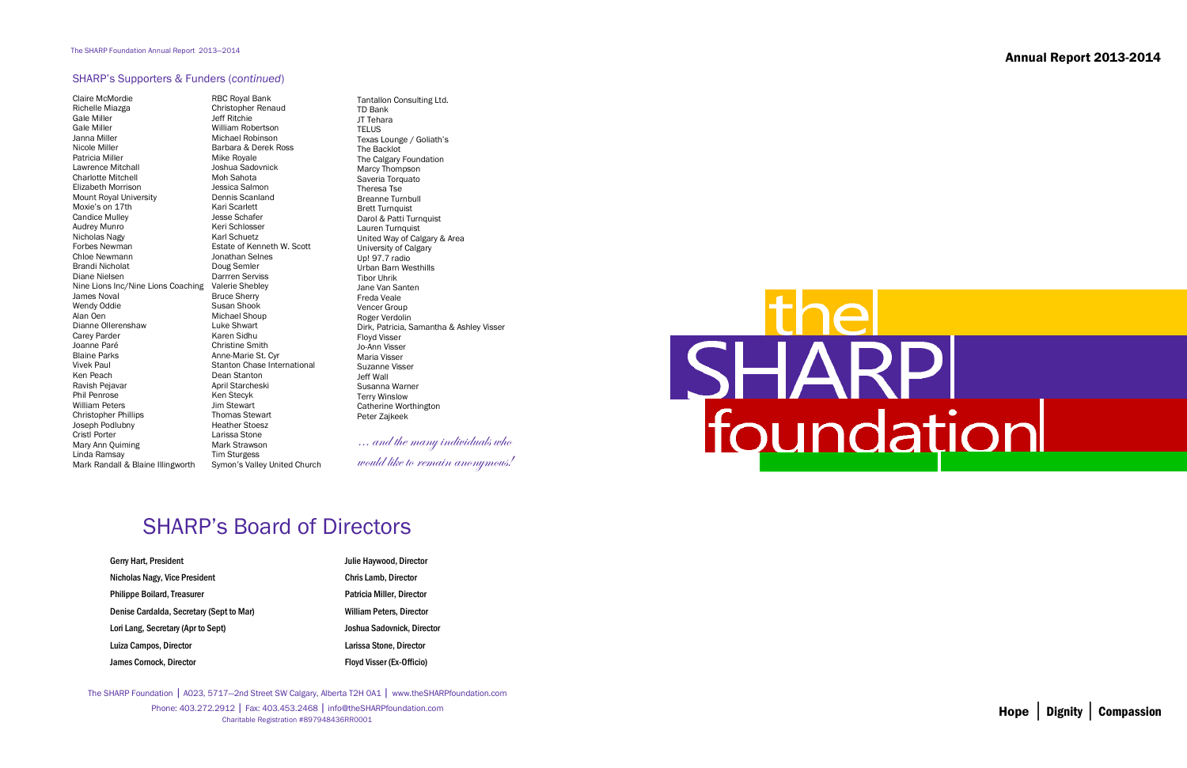## SHARP's Supporters & Funders (*continued*)

Claire McMordie
Richelle Miazga
Gale Miller
Gale Miller
Janna Miller
Nicole Miller
Patricia Miller
Lawrence Mitchall
Charlotte Mitchell
Elizabeth Morrison
Mount Royal University
Moxie's on 17th
Candice Mulley
Audrey Munro
Nicholas Nagy
Forbes Newman
Chloe Newmann
Brandi Nicholat
Diane Nielsen
Nine Lions Inc/Nine Lions Coaching
James Noval
Wendy Oddie
Alan Oen
Dianne Ollerenshaw
Carey Parder
Joanne Paré
Blaine Parks
Vivek Paul
Ken Peach
Ravish Pejavar
Phil Penrose
William Peters
Christopher Phillips
Joseph Podlubny
Cristl Porter
Mary Ann Quiming
Linda Ramsay
Mark Randall & Blaine Illingworth
RBC Royal Bank
Christopher Renaud
Jeff Ritchie
William Robertson
Michael Robinson
Barbara & Derek Ross
Mike Royale
Joshua Sadovnick
Moh Sahota
Jessica Salmon
Dennis Scanland
Kari Scarlett
Jesse Schafer
Keri Schlosser
Karl Schuetz
Estate of Kenneth W. Scott
Jonathan Selnes
Doug Semler
Darrren Serviss
Valerie Shebley
Bruce Sherry
Susan Shook
Michael Shoup
Luke Shwart
Karen Sidhu
Christine Smith
Anne-Marie St. Cyr
Stanton Chase International
Dean Stanton
April Starcheski
Ken Stecyk
Jim Stewart
Thomas Stewart
Heather Stoesz
Larissa Stone
Mark Strawson
Tim Sturgess
Symon's Valley United Church
Tantallon Consulting Ltd.
TD Bank
JT Tehara
TELUS
Texas Lounge / Goliath's
The Backlot
The Calgary Foundation
Marcy Thompson
Saveria Torquato
Theresa Tse
Breanne Turnbull
Brett Turnquist
Darol & Patti Turnquist
Lauren Turnquist
United Way of Calgary & Area
University of Calgary
Up! 97.7 radio
Urban Barn Westhills
Tibor Uhrik
Jane Van Santen
Freda Veale
Vencer Group
Roger Verdolin
Dirk, Patricia, Samantha & Ashley Visser
Floyd Visser
Jo-Ann Visser
Maria Visser
Suzanne Visser
Jeff Wall
Susanna Warner
Terry Winslow
Catherine Worthington
Peter Zajkeek

*… and the many individuals who would like to remain anonymous!*

# SHARP's Board of Directors

**Gerry Hart, President**
**Nicholas Nagy, Vice President**
**Philippe Boilard, Treasurer**
**Denise Cardalda, Secretary (Sept to Mar)**
**Lori Lang, Secretary (Apr to Sept)**
**Luiza Campos, Director**
**James Cornock, Director**
**Julie Haywood, Director**
**Chris Lamb, Director**
**Patricia Miller, Director**
**William Peters, Director**
**Joshua Sadovnick, Director**
**Larissa Stone, Director**
**Floyd Visser (Ex-Officio)**

The SHARP Foundation | A023, 5717—2nd Street SW Calgary, Alberta T2H 0A1 | www.theSHARPfoundation.com
Phone: 403.272.2912 | Fax: 403.453.2468 | info@theSHARPfoundation.com
Charitable Registration #897948436RR0001

## Annual Report 2013-2014

the SHARP foundation

**Hope | Dignity | Compassion**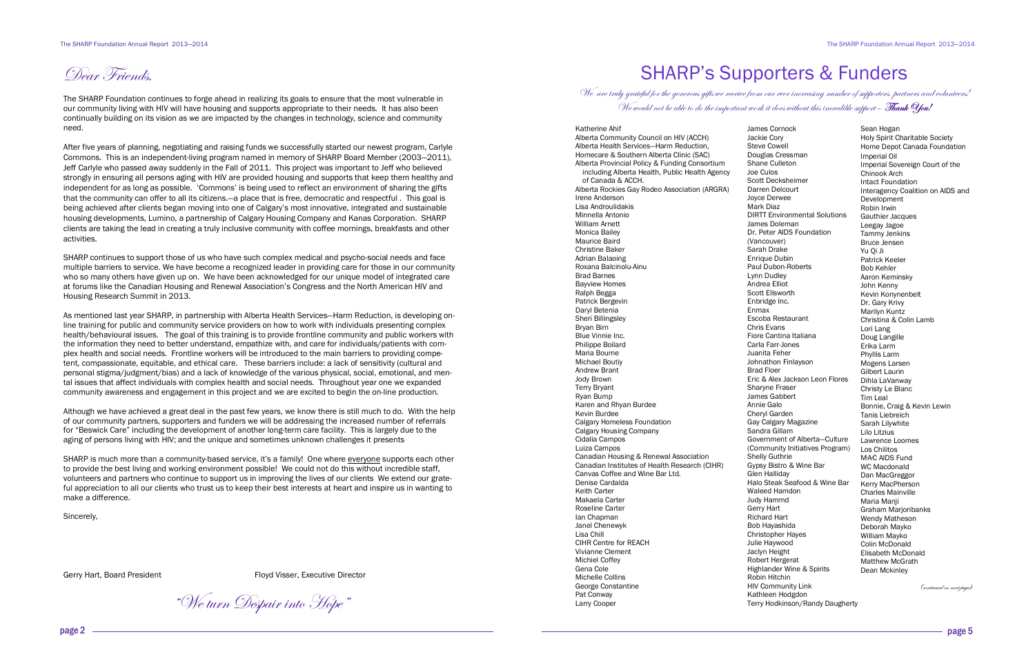# Dear Friends,

The SHARP Foundation continues to forge ahead in realizing its goals to ensure that the most vulnerable in our community living with HIV will have housing and supports appropriate to their needs. It has also been continually building on its vision as we are impacted by the changes in technology, science and community need.

After five years of planning, negotiating and raising funds we successfully started our newest program, Carlyle Commons. This is an independent-living program named in memory of SHARP Board Member (2003—2011), Jeff Carlyle who passed away suddenly in the Fall of 2011. This project was important to Jeff who believed strongly in ensuring all persons aging with HIV are provided housing and supports that keep them healthy and independent for as long as possible. 'Commons' is being used to reflect an environment of sharing the gifts that the community can offer to all its citizens.—a place that is free, democratic and respectful . This goal is being achieved after clients began moving into one of Calgary's most innovative, integrated and sustainable housing developments, Lumino, a partnership of Calgary Housing Company and Kanas Corporation. SHARP clients are taking the lead in creating a truly inclusive community with coffee mornings, breakfasts and other activities.

SHARP continues to support those of us who have such complex medical and psycho-social needs and face multiple barriers to service. We have become a recognized leader in providing care for those in our community who so many others have given up on. We have been acknowledged for our unique model of integrated care at forums like the Canadian Housing and Renewal Association's Congress and the North American HIV and Housing Research Summit in 2013.

As mentioned last year SHARP, in partnership with Alberta Health Services—Harm Reduction, is developing on-line training for public and community service providers on how to work with individuals presenting complex health/behavioural issues. The goal of this training is to provide frontline community and public workers with the information they need to better understand, empathize with, and care for individuals/patients with complex health and social needs. Frontline workers will be introduced to the main barriers to providing competent, compassionate, equitable, and ethical care. These barriers include: a lack of sensitivity (cultural and personal stigma/judgment/bias) and a lack of knowledge of the various physical, social, emotional, and mental issues that affect individuals with complex health and social needs. Throughout year one we expanded community awareness and engagement in this project and we are excited to begin the on-line production.

Although we have achieved a great deal in the past few years, we know there is still much to do. With the help of our community partners, supporters and funders we will be addressing the increased number of referrals for "Beswick Care" including the development of another long-term care facility. This is largely due to the aging of persons living with HIV; and the unique and sometimes unknown challenges it presents

SHARP is much more than a community-based service, it's a family! One where everyone supports each other to provide the best living and working environment possible! We could not do this without incredible staff, volunteers and partners who continue to support us in improving the lives of our clients We extend our grateful appreciation to all our clients who trust us to keep their best interests at heart and inspire us in wanting to make a difference.

Sincerely,

Gerry Hart, Board President

Floyd Visser, Executive Director

*"We turn Despair into Hope"*

# SHARP's Supporters & Funders

*We are truly grateful for the generous gifts we receive from our ever increasing number of supporters, partners and volunteers! We would not be able to do the important work it does without this incredible support – **Thank You!***

Katherine Ahif
Alberta Community Council on HIV (ACCH)
Alberta Health Services—Harm Reduction, Homecare & Southern Alberta Clinic (SAC)
Alberta Provincial Policy & Funding Consortium including Alberta Health, Public Health Agency of Canada & ACCH.
Alberta Rockies Gay Rodeo Association (ARGRA)
Irene Anderson
Lisa Androulidakis
Minnella Antonio
William Arnett
Monica Bailey
Maurice Baird
Christine Baker
Adrian Balaoing
Roxana Balcinolu-Ainu
Brad Barnes
Bayview Homes
Ralph Begga
Patrick Bergevin
Daryl Betenia
Sheri Billingsley
Bryan Birn
Blue Vinnie Inc.
Philippe Boilard
Maria Bourne
Michael Boutiy
Andrew Brant
Jody Brown
Terry Bryant
Ryan Bump
Karen and Rhyan Burdee
Kevin Burdee
Calgary Homeless Foundation
Calgary Housing Company
Cidalia Campos
Luiza Campos
Canadian Housing & Renewal Association
Canadian Institutes of Health Research (CIHR)
Canvas Coffee and Wine Bar Ltd.
Denise Cardalda
Keith Carter
Makaela Carter
Roseline Carter
Ian Chapman
Janel Chenewyk
Lisa Chill
CIHR Centre for REACH
Vivianne Clement
Michiel Coffey
Gena Cole
Michelle Collins
George Constantine
Pat Conway
Larry Cooper
James Cornock
Jackie Cory
Steve Cowell
Douglas Cressman
Shane Culleton
Joe Culos
Scott Decksheimer
Darren Delcourt
Joyce Derwee
Mark Diaz
DIRTT Environmental Solutions
James Doleman
Dr. Peter AIDS Foundation (Vancouver)
Sarah Drake
Enrique Dubin
Paul Dubon-Roberts
Lynn Dudley
Andrea Elliot
Scott Ellsworth
Enbridge Inc.
Enmax
Escoba Restaurant
Chris Evans
Fiore Cantina Italiana
Carla Farr-Jones
Juanita Feher
Johnathon Finlayson
Brad Floer
Eric & Alex Jackson Leon Flores
Sharyne Fraser
James Gabbert
Annie Galo
Cheryl Garden
Gay Calgary Magazine
Sandra Gillam
Government of Alberta—Culture (Community Initiatives Program)
Shelly Guthrie
Gypsy Bistro & Wine Bar
Glen Halliday
Halo Steak Seafood & Wine Bar
Waleed Hamdon
Judy Hammd
Gerry Hart
Richard Hart
Bob Hayashida
Christopher Hayes
Julie Haywood
Jaclyn Height
Robert Hergerat
Highlander Wine & Spirits
Robin Hitchin
HIV Community Link
Kathleen Hodgdon
Terry Hodkinson/Randy Daugherty
Sean Hogan
Holy Spirit Charitable Society
Home Depot Canada Foundation
Imperial Oil
Imperial Sovereign Court of the Chinook Arch
Intact Foundation
Interagency Coalition on AIDS and Development
Robin Irwin
Gauthier Jacques
Leegay Jagoe
Tammy Jenkins
Bruce Jensen
Yu Qi Ji
Patrick Keeler
Bob Kehler
Aaron Keminsky
John Kenny
Kevin Konynenbelt
Dr. Gary Krivy
Marilyn Kuntz
Christina & Colin Lamb
Lori Lang
Doug Langille
Erika Larm
Phyllis Larm
Mogens Larsen
Gilbert Laurin
Dihla LaVanway
Christy Le Blanc
Tim Leal
Bonnie, Craig & Kevin Lewin
Tanis Liebreich
Sarah Lilywhite
Lilo Litzius
Lawrence Loomes
Los Chilitos
MAC AIDS Fund
WC Macdonald
Dan MacGreggor
Kerry MacPherson
Charles Mainville
Maria Manji
Graham Marjoribanks
Wendy Matheson
Deborah Mayko
William Mayko
Colin McDonald
Elisabeth McDonald
Matthew McGrath
Dean Mckinley

*(continued on next page)*